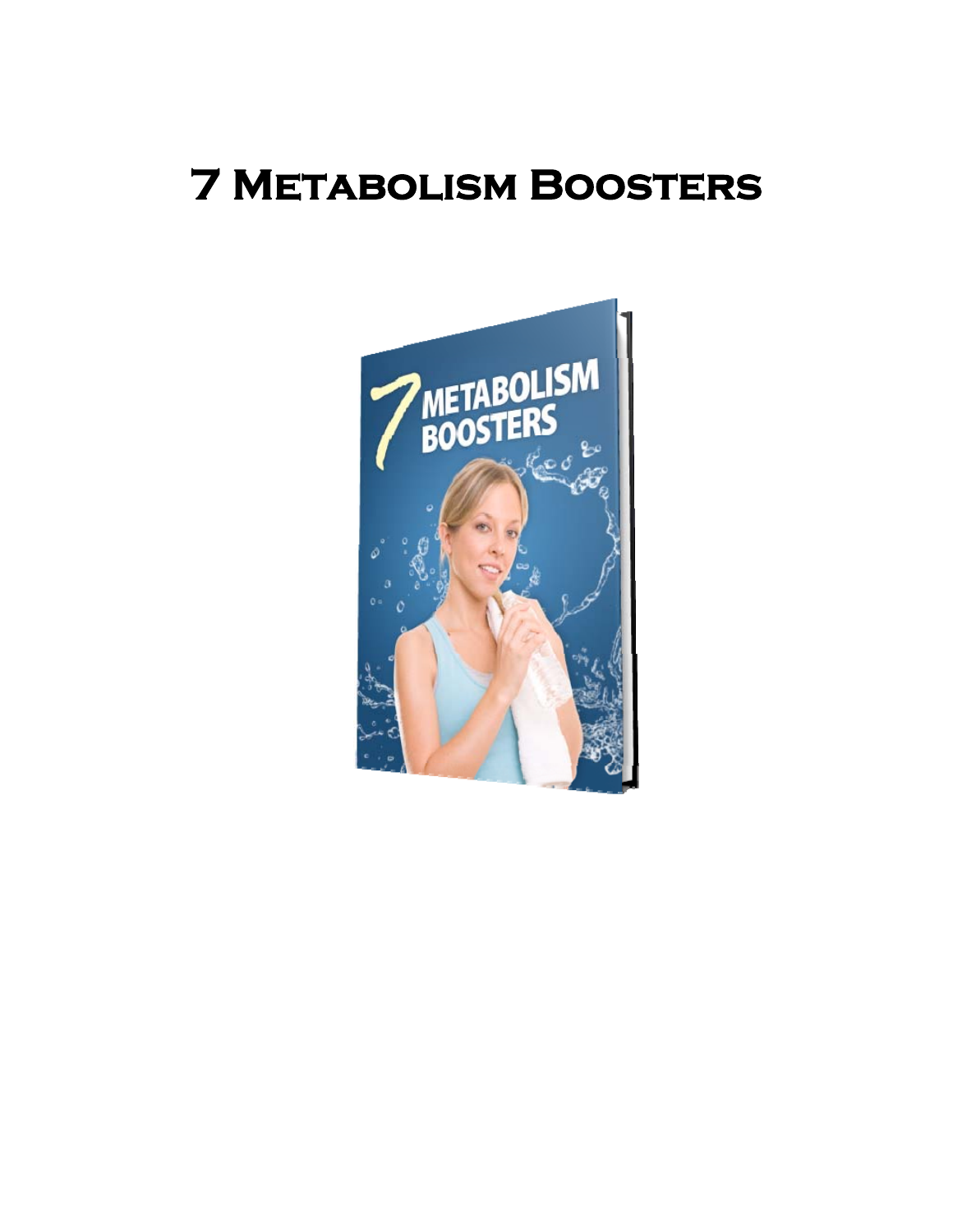# 7 Metabolism Boosters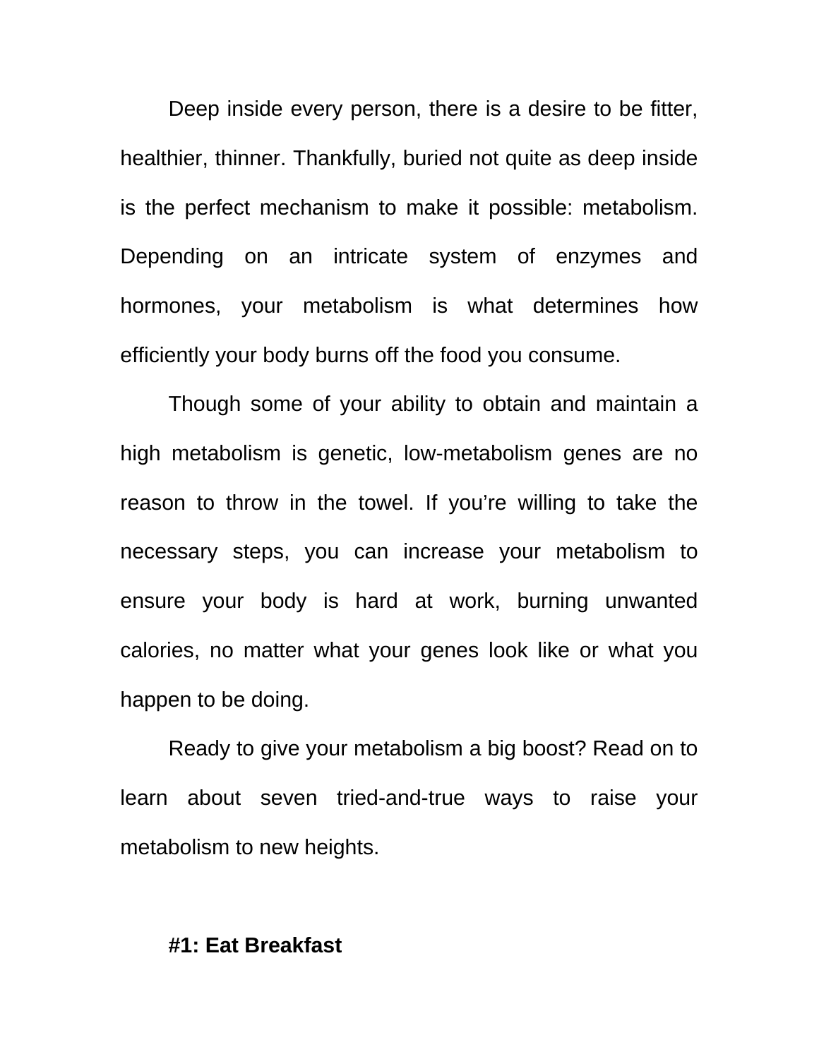Deep inside every person, there is a desire to be fitter, healthier, thinner. Thankfully, buried not quite as deep inside is the perfect mechanism to make it possible: metabolism. Depending on an intricate system of enzymes and hormones, your metabolism is what determines how efficiently your body burns off the food you consume.

Though some of your ability to obtain and maintain a high metabolism is genetic, low-metabolism genes are no reason to throw in the towel. If you're willing to take the necessary steps, you can increase your metabolism to ensure your body is hard at work, burning unwanted calories, no matter what your genes look like or what you happen to be doing.

Ready to give your metabolism a big boost? Read on to learn about seven tried-and-true ways to raise your metabolism to new heights.

**#1: Eat Breakfast**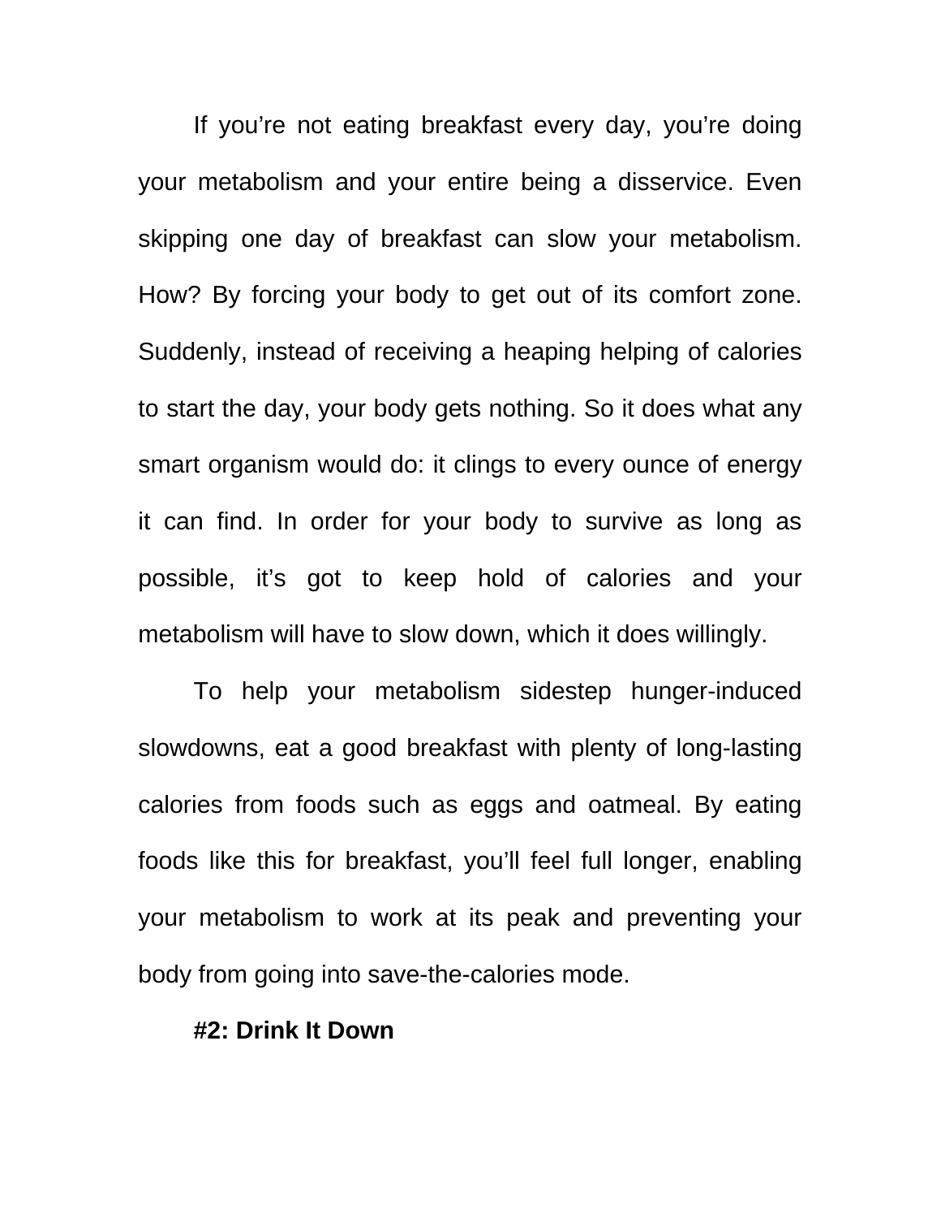If you're not eating breakfast every day, you're doing your metabolism and your entire being a disservice. Even skipping one day of breakfast can slow your metabolism. How? By forcing your body to get out of its comfort zone. Suddenly, instead of receiving a heaping helping of calories to start the day, your body gets nothing. So it does what any smart organism would do: it clings to every ounce of energy it can find. In order for your body to survive as long as possible, it's got to keep hold of calories and your metabolism will have to slow down, which it does willingly.

To help your metabolism sidestep hunger-induced slowdowns, eat a good breakfast with plenty of long-lasting calories from foods such as eggs and oatmeal. By eating foods like this for breakfast, you'll feel full longer, enabling your metabolism to work at its peak and preventing your body from going into save-the-calories mode.

### #2: Drink It Down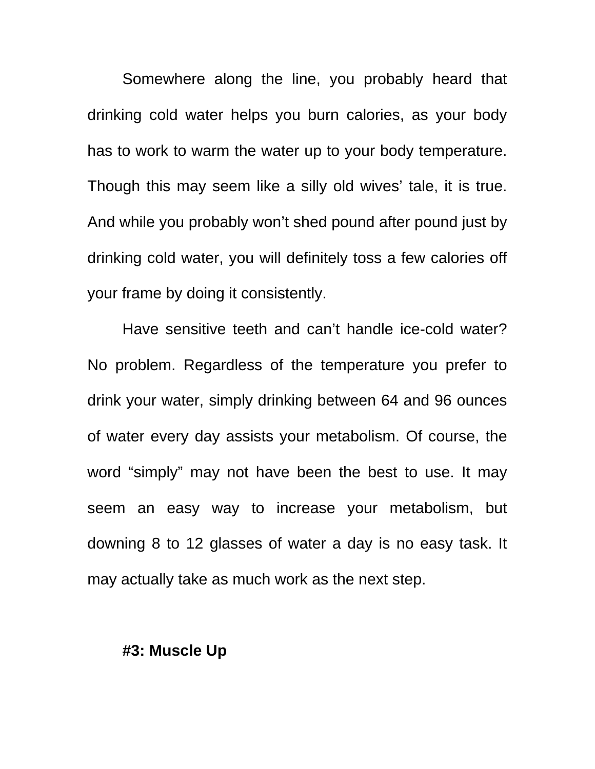Somewhere along the line, you probably heard that drinking cold water helps you burn calories, as your body has to work to warm the water up to your body temperature. Though this may seem like a silly old wives' tale, it is true. And while you probably won't shed pound after pound just by drinking cold water, you will definitely toss a few calories off your frame by doing it consistently.

Have sensitive teeth and can't handle ice-cold water? No problem. Regardless of the temperature you prefer to drink your water, simply drinking between 64 and 96 ounces of water every day assists your metabolism. Of course, the word "simply" may not have been the best to use. It may seem an easy way to increase your metabolism, but downing 8 to 12 glasses of water a day is no easy task. It may actually take as much work as the next step.

### #3: Muscle Up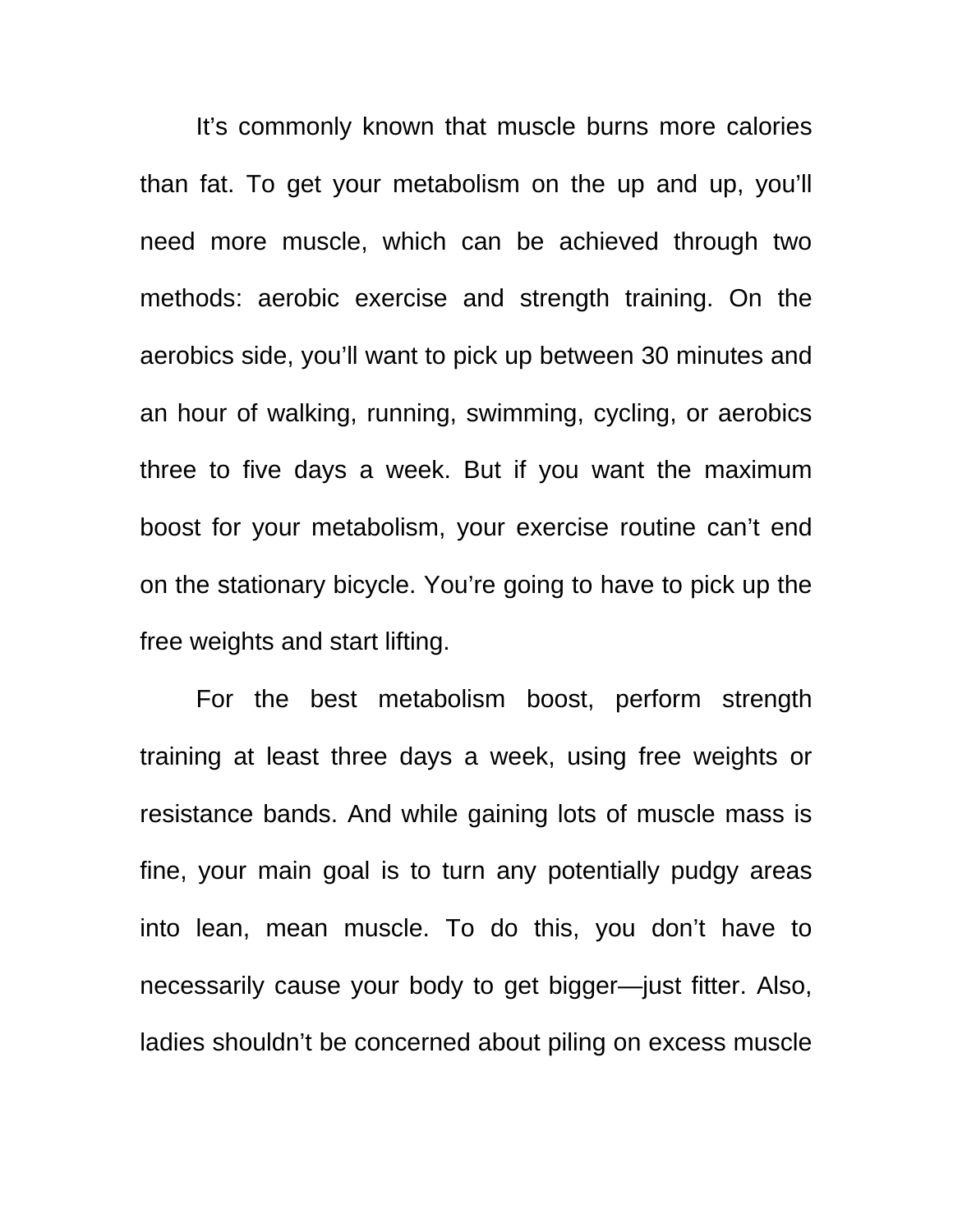It's commonly known that muscle burns more calories than fat. To get your metabolism on the up and up, you'll need more muscle, which can be achieved through two methods: aerobic exercise and strength training. On the aerobics side, you'll want to pick up between 30 minutes and an hour of walking, running, swimming, cycling, or aerobics three to five days a week. But if you want the maximum boost for your metabolism, your exercise routine can't end on the stationary bicycle. You're going to have to pick up the free weights and start lifting.

For the best metabolism boost, perform strength training at least three days a week, using free weights or resistance bands. And while gaining lots of muscle mass is fine, your main goal is to turn any potentially pudgy areas into lean, mean muscle. To do this, you don't have to necessarily cause your body to get bigger—just fitter. Also, ladies shouldn't be concerned about piling on excess muscle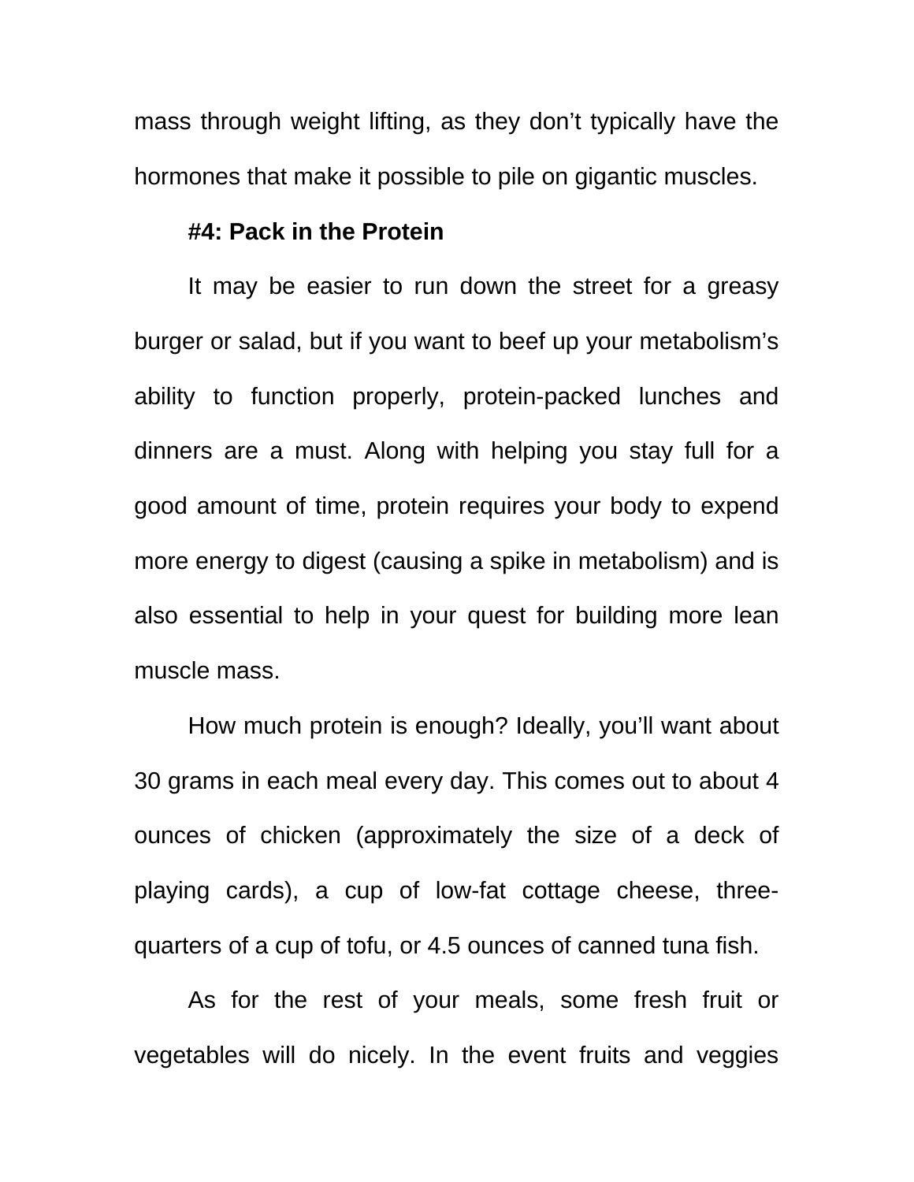mass through weight lifting, as they don't typically have the hormones that make it possible to pile on gigantic muscles.

**#4: Pack in the Protein**

It may be easier to run down the street for a greasy burger or salad, but if you want to beef up your metabolism's ability to function properly, protein-packed lunches and dinners are a must. Along with helping you stay full for a good amount of time, protein requires your body to expend more energy to digest (causing a spike in metabolism) and is also essential to help in your quest for building more lean muscle mass.

How much protein is enough? Ideally, you'll want about 30 grams in each meal every day. This comes out to about 4 ounces of chicken (approximately the size of a deck of playing cards), a cup of low-fat cottage cheese, three-quarters of a cup of tofu, or 4.5 ounces of canned tuna fish.

As for the rest of your meals, some fresh fruit or vegetables will do nicely. In the event fruits and veggies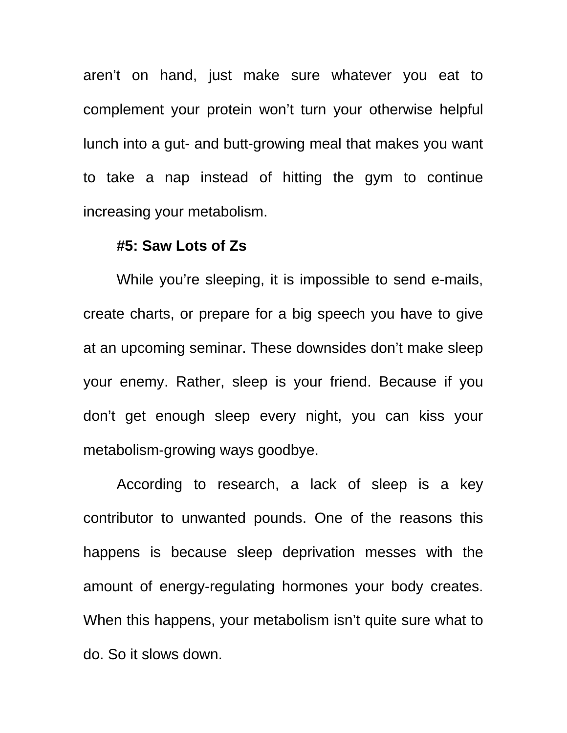aren't on hand, just make sure whatever you eat to complement your protein won't turn your otherwise helpful lunch into a gut- and butt-growing meal that makes you want to take a nap instead of hitting the gym to continue increasing your metabolism.

**#5: Saw Lots of Zs**

While you're sleeping, it is impossible to send e-mails, create charts, or prepare for a big speech you have to give at an upcoming seminar. These downsides don't make sleep your enemy. Rather, sleep is your friend. Because if you don't get enough sleep every night, you can kiss your metabolism-growing ways goodbye.

According to research, a lack of sleep is a key contributor to unwanted pounds. One of the reasons this happens is because sleep deprivation messes with the amount of energy-regulating hormones your body creates. When this happens, your metabolism isn't quite sure what to do. So it slows down.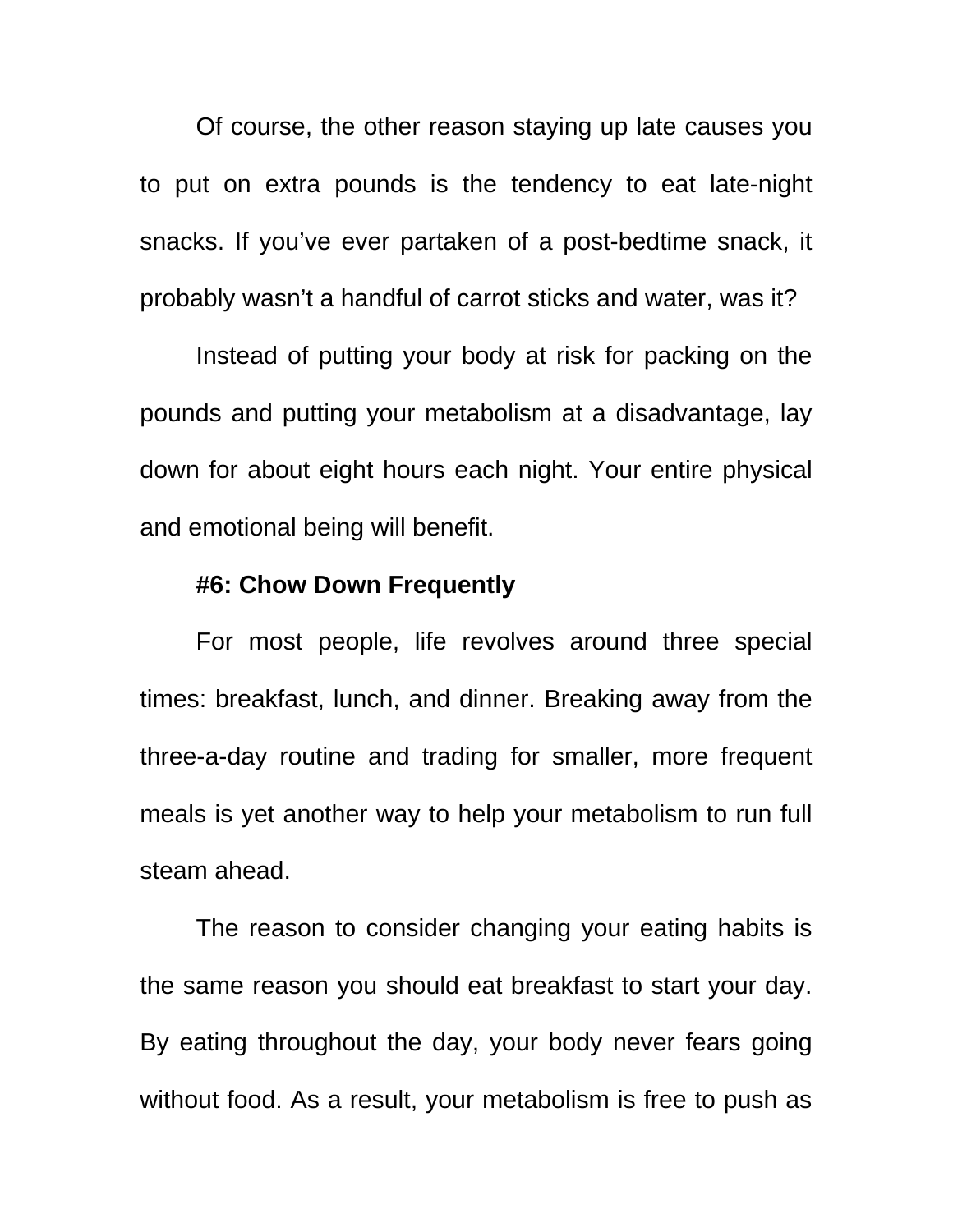Of course, the other reason staying up late causes you to put on extra pounds is the tendency to eat late-night snacks. If you've ever partaken of a post-bedtime snack, it probably wasn't a handful of carrot sticks and water, was it?

Instead of putting your body at risk for packing on the pounds and putting your metabolism at a disadvantage, lay down for about eight hours each night. Your entire physical and emotional being will benefit.

### #6: Chow Down Frequently

For most people, life revolves around three special times: breakfast, lunch, and dinner. Breaking away from the three-a-day routine and trading for smaller, more frequent meals is yet another way to help your metabolism to run full steam ahead.

The reason to consider changing your eating habits is the same reason you should eat breakfast to start your day. By eating throughout the day, your body never fears going without food. As a result, your metabolism is free to push as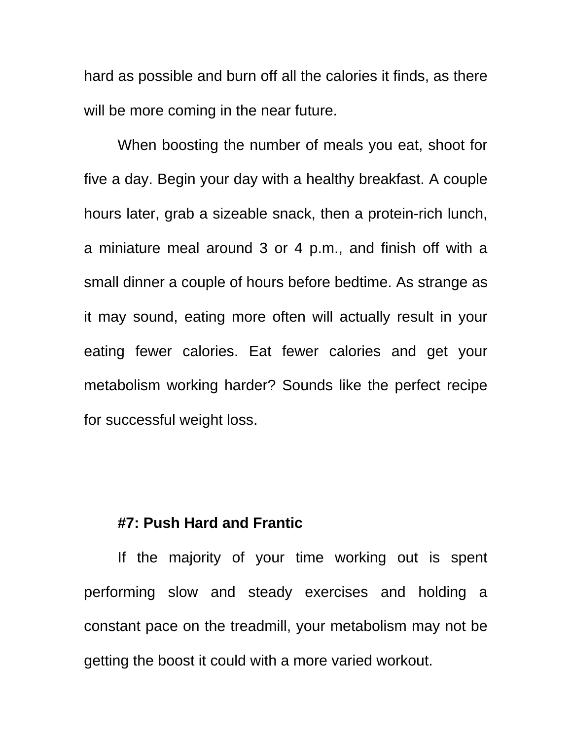hard as possible and burn off all the calories it finds, as there will be more coming in the near future.

When boosting the number of meals you eat, shoot for five a day. Begin your day with a healthy breakfast. A couple hours later, grab a sizeable snack, then a protein-rich lunch, a miniature meal around 3 or 4 p.m., and finish off with a small dinner a couple of hours before bedtime. As strange as it may sound, eating more often will actually result in your eating fewer calories. Eat fewer calories and get your metabolism working harder? Sounds like the perfect recipe for successful weight loss.

### #7: Push Hard and Frantic

If the majority of your time working out is spent performing slow and steady exercises and holding a constant pace on the treadmill, your metabolism may not be getting the boost it could with a more varied workout.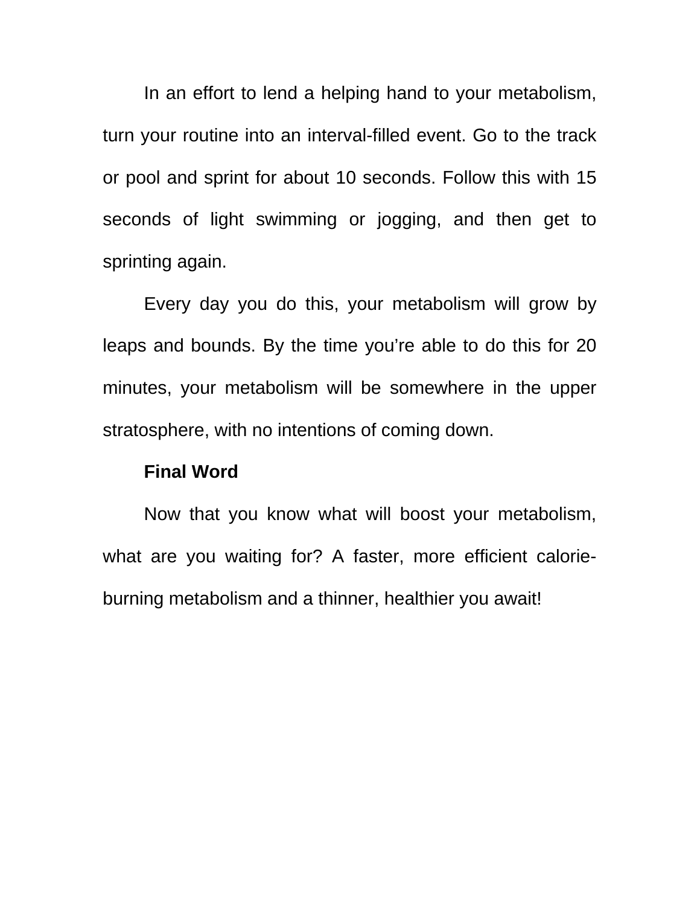In an effort to lend a helping hand to your metabolism, turn your routine into an interval-filled event. Go to the track or pool and sprint for about 10 seconds. Follow this with 15 seconds of light swimming or jogging, and then get to sprinting again.

Every day you do this, your metabolism will grow by leaps and bounds. By the time you're able to do this for 20 minutes, your metabolism will be somewhere in the upper stratosphere, with no intentions of coming down.

## Final Word

Now that you know what will boost your metabolism, what are you waiting for? A faster, more efficient calorie-burning metabolism and a thinner, healthier you await!